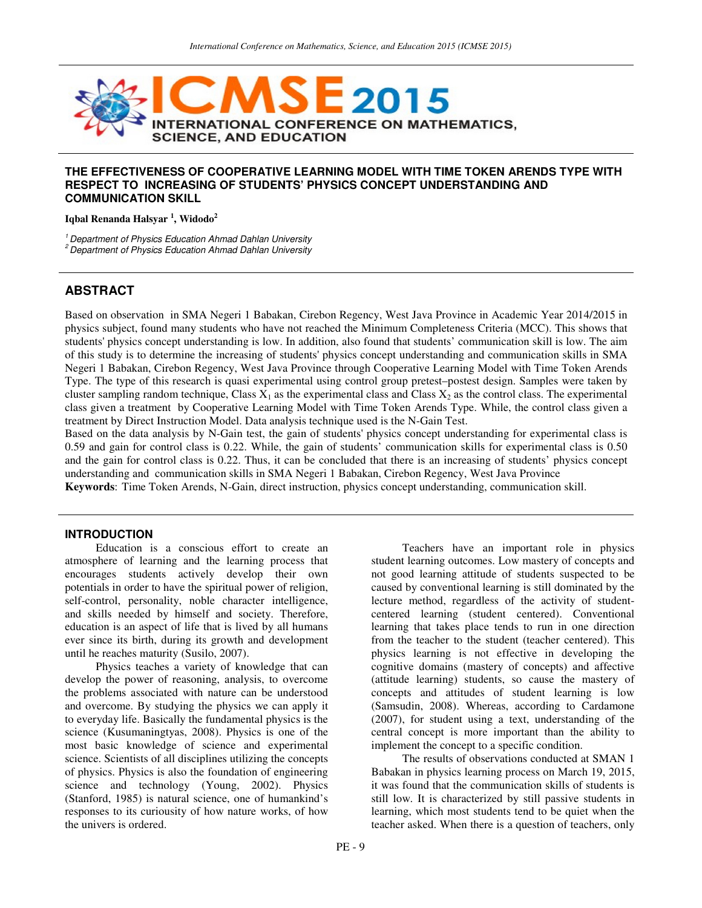# THE EFFECTIVENESS OF COOPERATIVE LEARNING MODEL WITH TIME TOKEN ARENDS TYPE WITH RESPECT TO INCREASING OF STUDENTS' PHYSICS CONCEPT UNDERSTANDING AND COMMUNICATION SKILL

**Iqbal Renanda Halsyar [1], Widodo[2]**

[1] *Department of Physics Education Ahmad Dahlan University*
[2] *Department of Physics Education Ahmad Dahlan University*

## ABSTRACT

Based on observation in SMA Negeri 1 Babakan, Cirebon Regency, West Java Province in Academic Year 2014/2015 in physics subject, found many students who have not reached the Minimum Completeness Criteria (MCC). This shows that students' physics concept understanding is low. In addition, also found that students' communication skill is low. The aim of this study is to determine the increasing of students' physics concept understanding and communication skills in SMA Negeri 1 Babakan, Cirebon Regency, West Java Province through Cooperative Learning Model with Time Token Arends Type. The type of this research is quasi experimental using control group pretest–postest design. Samples were taken by cluster sampling random technique, Class $X_1$ as the experimental class and Class $X_2$ as the control class. The experimental class given a treatment by Cooperative Learning Model with Time Token Arends Type. While, the control class given a treatment by Direct Instruction Model. Data analysis technique used is the N-Gain Test.

Based on the data analysis by N-Gain test, the gain of students' physics concept understanding for experimental class is 0.59 and gain for control class is 0.22. While, the gain of students' communication skills for experimental class is 0.50 and the gain for control class is 0.22. Thus, it can be concluded that there is an increasing of students' physics concept understanding and communication skills in SMA Negeri 1 Babakan, Cirebon Regency, West Java Province

**Keywords**: Time Token Arends, N-Gain, direct instruction, physics concept understanding, communication skill.

## INTRODUCTION

Education is a conscious effort to create an atmosphere of learning and the learning process that encourages students actively develop their own potentials in order to have the spiritual power of religion, self-control, personality, noble character intelligence, and skills needed by himself and society. Therefore, education is an aspect of life that is lived by all humans ever since its birth, during its growth and development until he reaches maturity (Susilo, 2007).

Physics teaches a variety of knowledge that can develop the power of reasoning, analysis, to overcome the problems associated with nature can be understood and overcome. By studying the physics we can apply it to everyday life. Basically the fundamental physics is the science (Kusumaningtyas, 2008). Physics is one of the most basic knowledge of science and experimental science. Scientists of all disciplines utilizing the concepts of physics. Physics is also the foundation of engineering science and technology (Young, 2002). Physics (Stanford, 1985) is natural science, one of humankind's responses to its curiousity of how nature works, of how the univers is ordered.

Teachers have an important role in physics student learning outcomes. Low mastery of concepts and not good learning attitude of students suspected to be caused by conventional learning is still dominated by the lecture method, regardless of the activity of student-centered learning (student centered). Conventional learning that takes place tends to run in one direction from the teacher to the student (teacher centered). This physics learning is not effective in developing the cognitive domains (mastery of concepts) and affective (attitude learning) students, so cause the mastery of concepts and attitudes of student learning is low (Samsudin, 2008). Whereas, according to Cardamone (2007), for student using a text, understanding of the central concept is more important than the ability to implement the concept to a specific condition.

The results of observations conducted at SMAN 1 Babakan in physics learning process on March 19, 2015, it was found that the communication skills of students is still low. It is characterized by still passive students in learning, which most students tend to be quiet when the teacher asked. When there is a question of teachers, only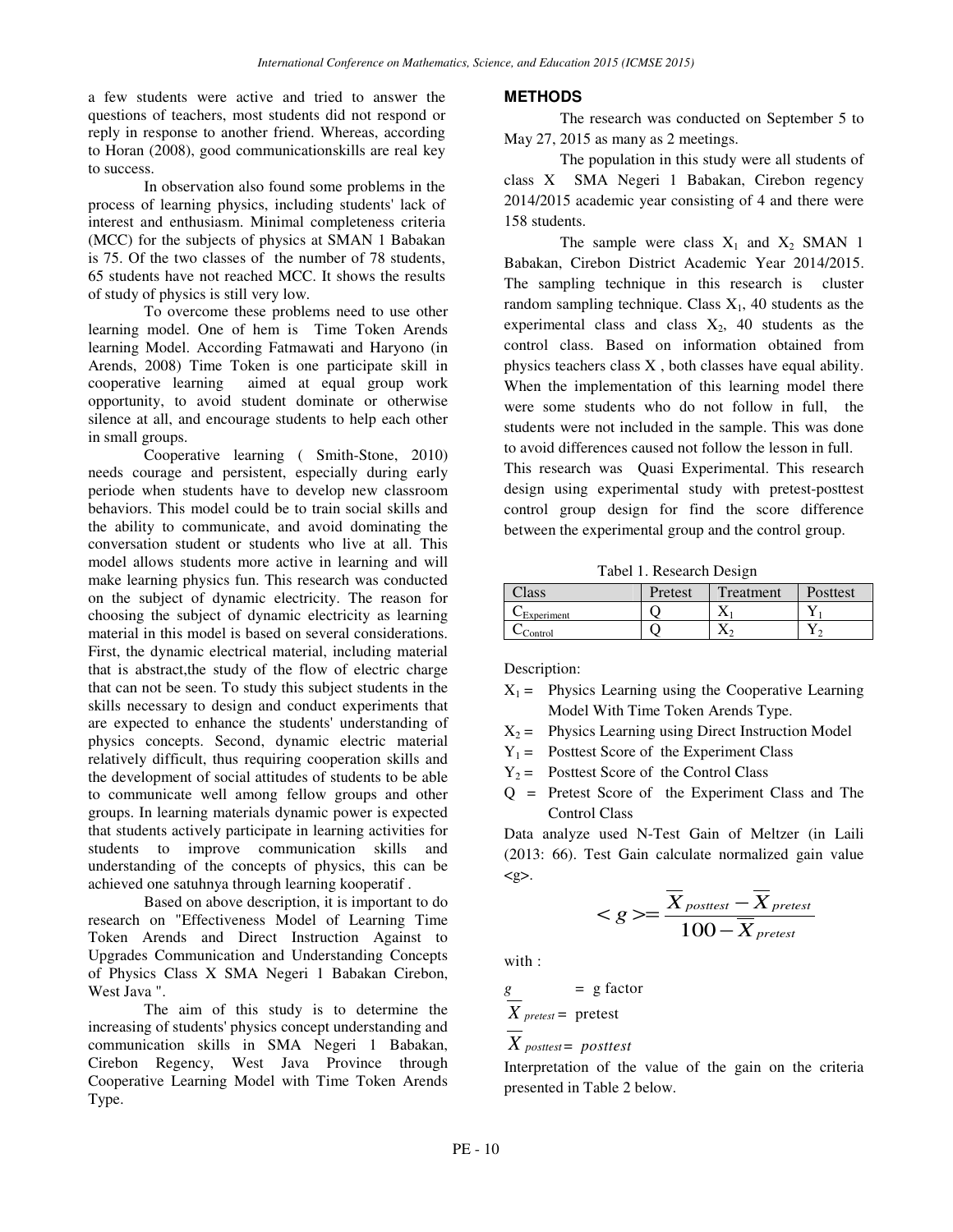a few students were active and tried to answer the questions of teachers, most students did not respond or reply in response to another friend. Whereas, according to Horan (2008), good communicationskills are real key to success.

In observation also found some problems in the process of learning physics, including students' lack of interest and enthusiasm. Minimal completeness criteria (MCC) for the subjects of physics at SMAN 1 Babakan is 75. Of the two classes of the number of 78 students, 65 students have not reached MCC. It shows the results of study of physics is still very low.

To overcome these problems need to use other learning model. One of hem is Time Token Arends learning Model. According Fatmawati and Haryono (in Arends, 2008) Time Token is one participate skill in cooperative learning aimed at equal group work opportunity, to avoid student dominate or otherwise silence at all, and encourage students to help each other in small groups.

Cooperative learning ( Smith-Stone, 2010) needs courage and persistent, especially during early periode when students have to develop new classroom behaviors. This model could be to train social skills and the ability to communicate, and avoid dominating the conversation student or students who live at all. This model allows students more active in learning and will make learning physics fun. This research was conducted on the subject of dynamic electricity. The reason for choosing the subject of dynamic electricity as learning material in this model is based on several considerations. First, the dynamic electrical material, including material that is abstract,the study of the flow of electric charge that can not be seen. To study this subject students in the skills necessary to design and conduct experiments that are expected to enhance the students' understanding of physics concepts. Second, dynamic electric material relatively difficult, thus requiring cooperation skills and the development of social attitudes of students to be able to communicate well among fellow groups and other groups. In learning materials dynamic power is expected that students actively participate in learning activities for students to improve communication skills and understanding of the concepts of physics, this can be achieved one satuhnya through learning kooperatif .

Based on above description, it is important to do research on "Effectiveness Model of Learning Time Token Arends and Direct Instruction Against to Upgrades Communication and Understanding Concepts of Physics Class X SMA Negeri 1 Babakan Cirebon, West Java ".

The aim of this study is to determine the increasing of students' physics concept understanding and communication skills in SMA Negeri 1 Babakan, Cirebon Regency, West Java Province through Cooperative Learning Model with Time Token Arends Type.

## METHODS

The research was conducted on September 5 to May 27, 2015 as many as 2 meetings.

The population in this study were all students of class X SMA Negeri 1 Babakan, Cirebon regency 2014/2015 academic year consisting of 4 and there were 158 students.

The sample were class $X_1$ and $X_2$ SMAN 1 Babakan, Cirebon District Academic Year 2014/2015. The sampling technique in this research is cluster random sampling technique. Class $X_1$, 40 students as the experimental class and class $X_2$, 40 students as the control class. Based on information obtained from physics teachers class X , both classes have equal ability. When the implementation of this learning model there were some students who do not follow in full, the students were not included in the sample. This was done to avoid differences caused not follow the lesson in full. This research was Quasi Experimental. This research design using experimental study with pretest-posttest control group design for find the score difference between the experimental group and the control group.

Tabel 1. Research Design

| Class | Pretest | Treatment | Posttest |
|---|---|---|---|
| $C_{Experiment}$ | Q | $X_1$ | $Y_1$ |
| $C_{Control}$ | Q | $X_2$ | $Y_2$ |

Description:

- $X_1$ = Physics Learning using the Cooperative Learning Model With Time Token Arends Type.
- $X_2$ = Physics Learning using Direct Instruction Model
- $Y_1$ = Posttest Score of the Experiment Class
- $Y_2$ = Posttest Score of the Control Class
- Q = Pretest Score of the Experiment Class and The Control Class

Data analyze used N-Test Gain of Meltzer (in Laili (2013: 66). Test Gain calculate normalized gain value <g>.

$$<g> = \frac{\overline{X}_{posttest} - \overline{X}_{pretest}}{100 - \overline{X}_{pretest}}$$

with :

$g$ = g factor

$\overline{X}_{pretest}$ = pretest

$\overline{X}_{posttest}$ = *posttest*

Interpretation of the value of the gain on the criteria presented in Table 2 below.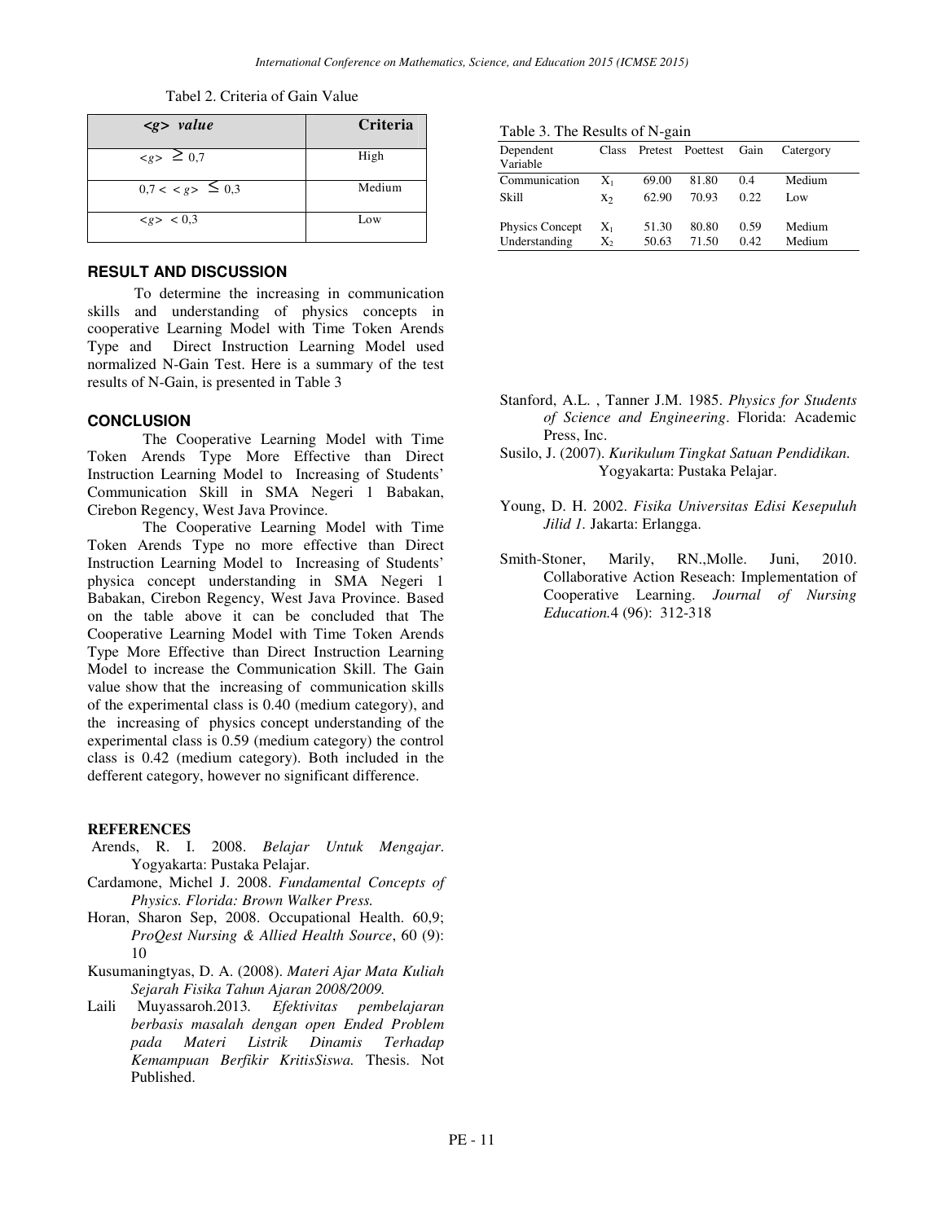Tabel 2. Criteria of Gain Value

| *<g> value* | **Criteria** |
|---|---|
| $<g> \geq 0,7$ | High |
| $0,7 < <g> \leq 0,3$ | Medium |
| $<g> < 0,3$ | Low |

## RESULT AND DISCUSSION

To determine the increasing in communication skills and understanding of physics concepts in cooperative Learning Model with Time Token Arends Type and Direct Instruction Learning Model used normalized N-Gain Test. Here is a summary of the test results of N-Gain, is presented in Table 3

Table 3. The Results of N-gain

| Dependent Variable | Class | Pretest | Poettest | Gain | Catergory |
|---|---|---|---|---|---|
| Communication | $X_1$ | 69.00 | 81.80 | 0.4 | Medium |
| Skill | $X_2$ | 62.90 | 70.93 | 0.22 | Low |
| Physics Concept | $X_1$ | 51.30 | 80.80 | 0.59 | Medium |
| Understanding | $X_2$ | 50.63 | 71.50 | 0.42 | Medium |

## CONCLUSION

The Cooperative Learning Model with Time Token Arends Type More Effective than Direct Instruction Learning Model to Increasing of Students' Communication Skill in SMA Negeri 1 Babakan, Cirebon Regency, West Java Province.

The Cooperative Learning Model with Time Token Arends Type no more effective than Direct Instruction Learning Model to Increasing of Students' physica concept understanding in SMA Negeri 1 Babakan, Cirebon Regency, West Java Province. Based on the table above it can be concluded that The Cooperative Learning Model with Time Token Arends Type More Effective than Direct Instruction Learning Model to increase the Communication Skill. The Gain value show that the increasing of communication skills of the experimental class is 0.40 (medium category), and the increasing of physics concept understanding of the experimental class is 0.59 (medium category) the control class is 0.42 (medium category). Both included in the defferent category, however no significant difference.

## REFERENCES

Arends, R. I. 2008. *Belajar Untuk Mengajar*. Yogyakarta: Pustaka Pelajar.

Cardamone, Michel J. 2008. *Fundamental Concepts of Physics. Florida: Brown Walker Press.*

Horan, Sharon Sep, 2008. Occupational Health. 60,9; *ProQest Nursing & Allied Health Source*, 60 (9): 10

Kusumaningtyas, D. A. (2008). *Materi Ajar Mata Kuliah Sejarah Fisika Tahun Ajaran 2008/2009.*

Laili Muyassaroh.2013. *Efektivitas pembelajaran berbasis masalah dengan open Ended Problem pada Materi Listrik Dinamis Terhadap Kemampuan Berfikir KritisSiswa.* Thesis. Not Published.

Stanford, A.L. , Tanner J.M. 1985. *Physics for Students of Science and Engineering*. Florida: Academic Press, Inc.

Susilo, J. (2007). *Kurikulum Tingkat Satuan Pendidikan.* Yogyakarta: Pustaka Pelajar.

Young, D. H. 2002. *Fisika Universitas Edisi Kesepuluh Jilid 1.* Jakarta: Erlangga.

Smith-Stoner, Marily, RN.,Molle. Juni, 2010. Collaborative Action Reseach: Implementation of Cooperative Learning. *Journal of Nursing Education.*4 (96): 312-318